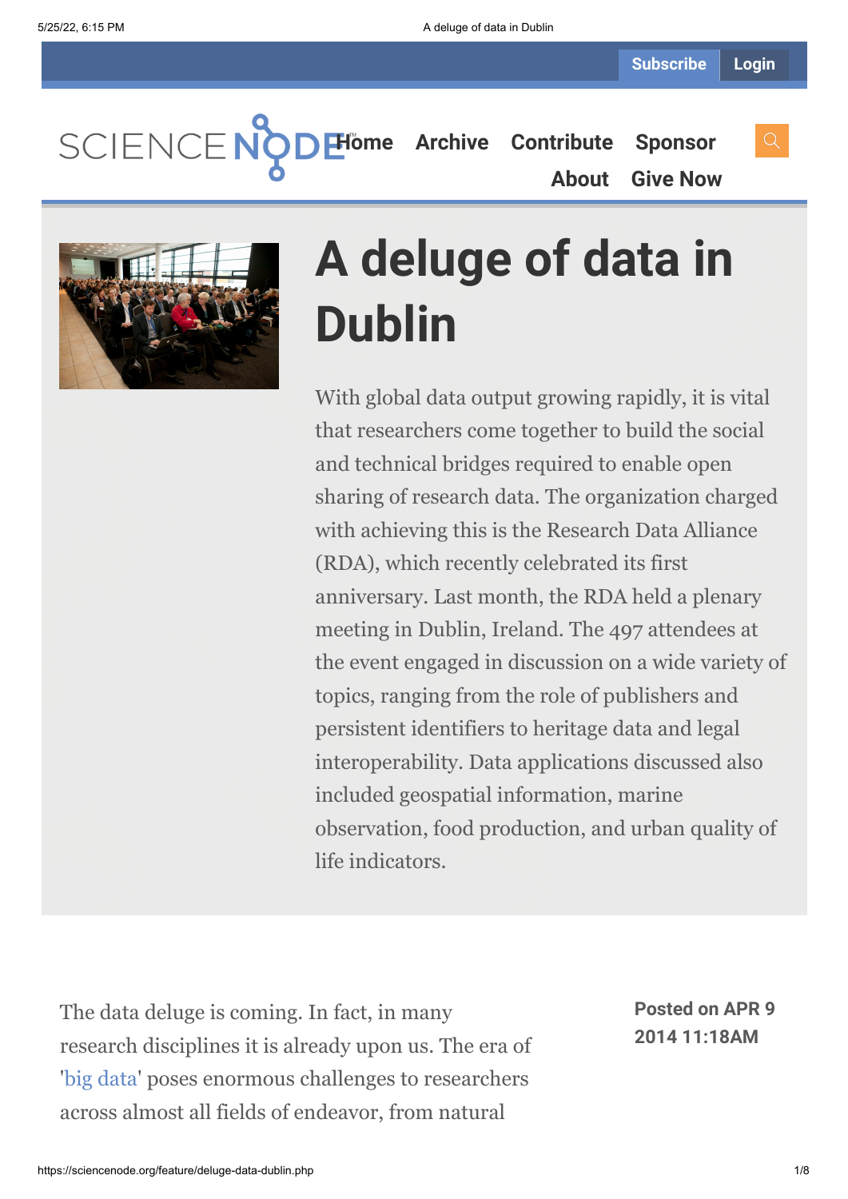# A deluge of data in Dublin

With global data output growing rapidly, it is vital that researchers come together to build the social and technical bridges required to enable open sharing of research data. The organization charged with achieving this is the Research Data Alliance (RDA), which recently celebrated its first anniversary. Last month, the RDA held a plenary meeting in Dublin, Ireland. The 497 attendees at the event engaged in discussion on a wide variety of topics, ranging from the role of publishers and persistent identifiers to heritage data and legal interoperability. Data applications discussed also included geospatial information, marine observation, food production, and urban quality of life indicators.

**Posted on APR 9 2014 11:18AM**

The data deluge is coming. In fact, in many research disciplines it is already upon us. The era of 'big data' poses enormous challenges to researchers across almost all fields of endeavor, from natural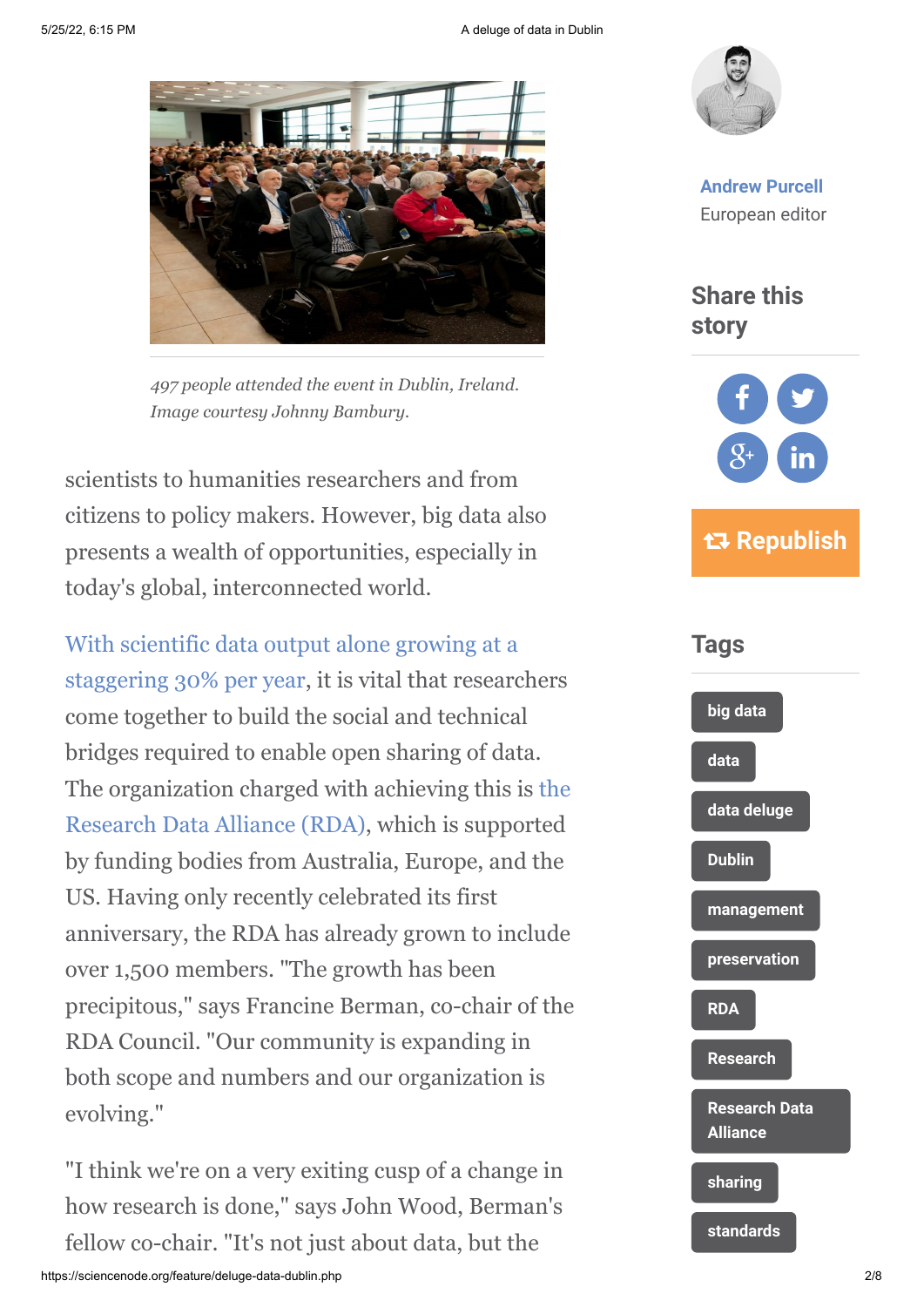*497 people attended the event in Dublin, Ireland. Image courtesy Johnny Bambury.*

scientists to humanities researchers and from citizens to policy makers. However, big data also presents a wealth of opportunities, especially in today's global, interconnected world.

With scientific data output alone growing at a staggering 30% per year, it is vital that researchers come together to build the social and technical bridges required to enable open sharing of data. The organization charged with achieving this is the Research Data Alliance (RDA), which is supported by funding bodies from Australia, Europe, and the US. Having only recently celebrated its first anniversary, the RDA has already grown to include over 1,500 members. "The growth has been precipitous," says Francine Berman, co-chair of the RDA Council. "Our community is expanding in both scope and numbers and our organization is evolving."

"I think we're on a very exiting cusp of a change in how research is done," says John Wood, Berman's fellow co-chair. "It's not just about data, but the

**Andrew Purcell**
European editor

## Share this story

Republish

## Tags

- big data
- data
- data deluge
- Dublin
- management
- preservation
- RDA
- Research
- Research Data Alliance
- sharing
- standards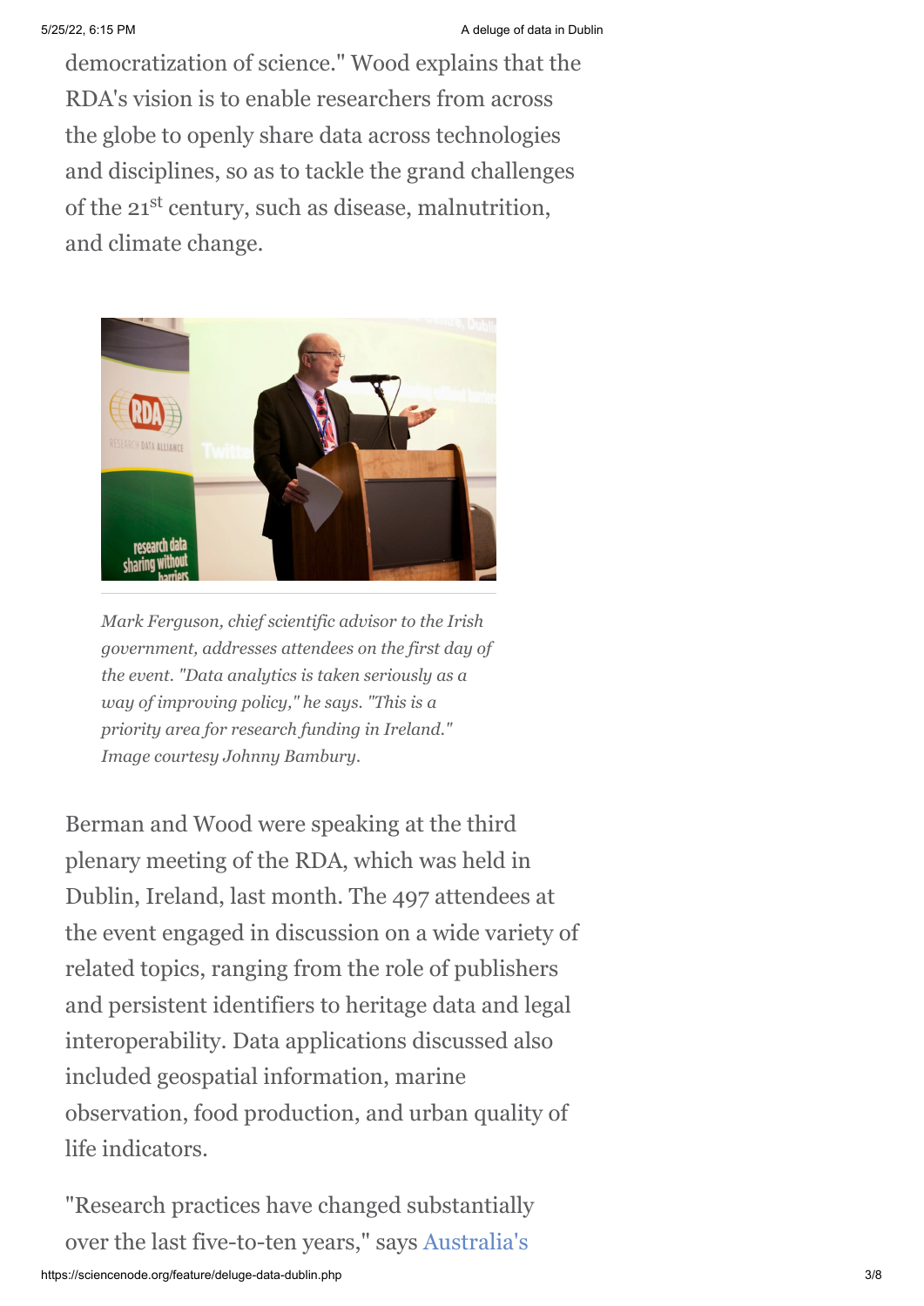democratization of science." Wood explains that the RDA's vision is to enable researchers from across the globe to openly share data across technologies and disciplines, so as to tackle the grand challenges of the 21st century, such as disease, malnutrition, and climate change.

*Mark Ferguson, chief scientific advisor to the Irish government, addresses attendees on the first day of the event. "Data analytics is taken seriously as a way of improving policy," he says. "This is a priority area for research funding in Ireland." Image courtesy Johnny Bambury.*

Berman and Wood were speaking at the third plenary meeting of the RDA, which was held in Dublin, Ireland, last month. The 497 attendees at the event engaged in discussion on a wide variety of related topics, ranging from the role of publishers and persistent identifiers to heritage data and legal interoperability. Data applications discussed also included geospatial information, marine observation, food production, and urban quality of life indicators.

"Research practices have changed substantially over the last five-to-ten years," says Australia's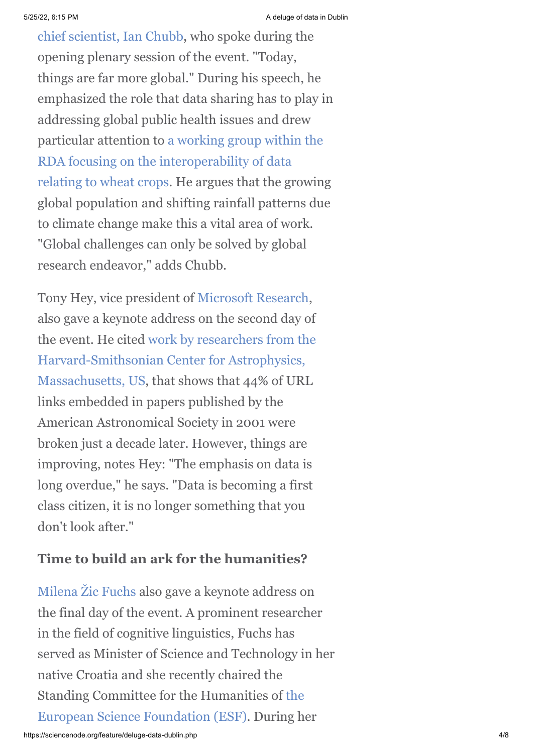chief scientist, Ian Chubb, who spoke during the opening plenary session of the event. "Today, things are far more global." During his speech, he emphasized the role that data sharing has to play in addressing global public health issues and drew particular attention to a working group within the RDA focusing on the interoperability of data relating to wheat crops. He argues that the growing global population and shifting rainfall patterns due to climate change make this a vital area of work. "Global challenges can only be solved by global research endeavor," adds Chubb.

Tony Hey, vice president of Microsoft Research, also gave a keynote address on the second day of the event. He cited work by researchers from the Harvard-Smithsonian Center for Astrophysics, Massachusetts, US, that shows that 44% of URL links embedded in papers published by the American Astronomical Society in 2001 were broken just a decade later. However, things are improving, notes Hey: "The emphasis on data is long overdue," he says. "Data is becoming a first class citizen, it is no longer something that you don't look after."

### Time to build an ark for the humanities?

Milena Žic Fuchs also gave a keynote address on the final day of the event. A prominent researcher in the field of cognitive linguistics, Fuchs has served as Minister of Science and Technology in her native Croatia and she recently chaired the Standing Committee for the Humanities of the European Science Foundation (ESF). During her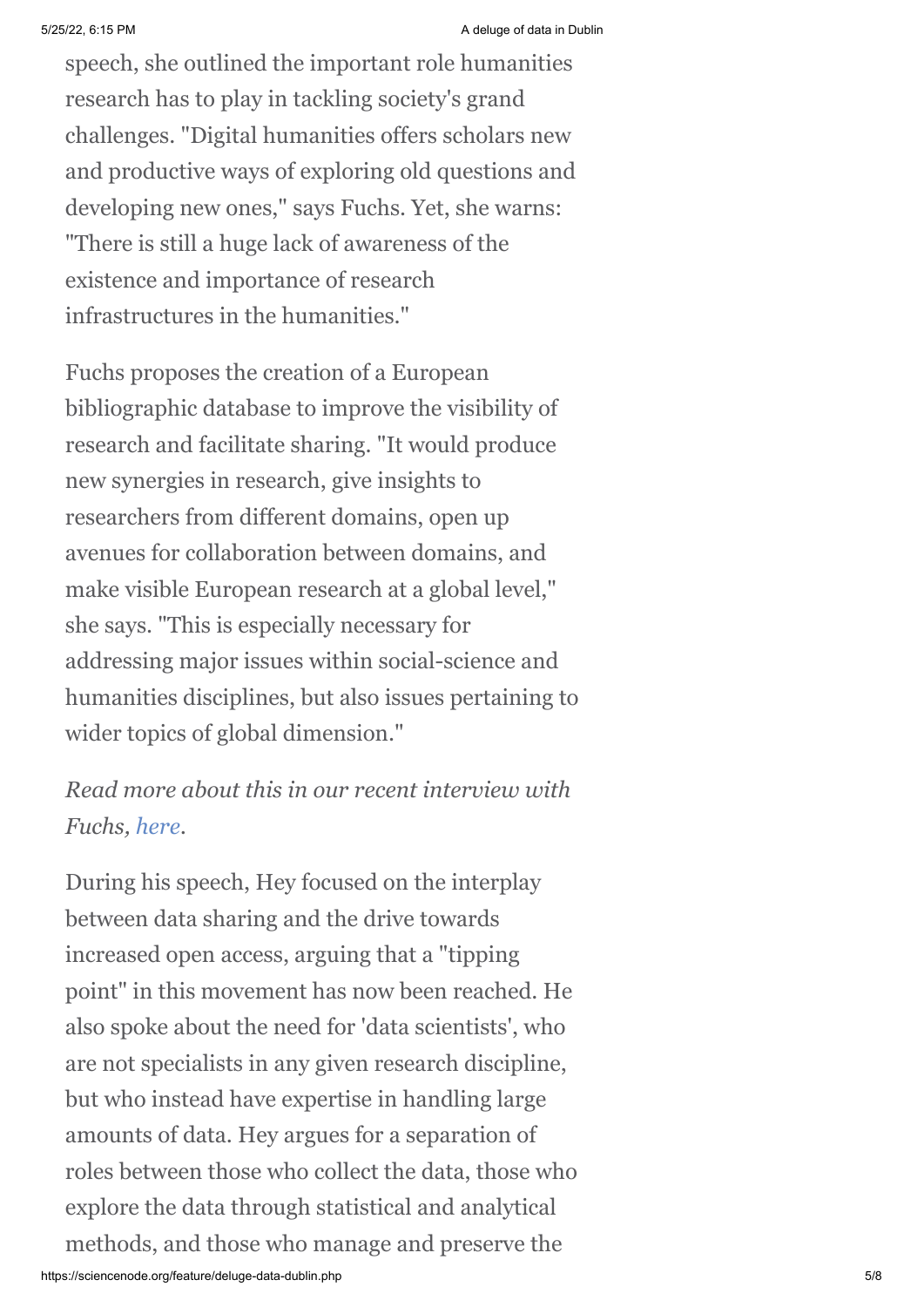speech, she outlined the important role humanities research has to play in tackling society's grand challenges. "Digital humanities offers scholars new and productive ways of exploring old questions and developing new ones," says Fuchs. Yet, she warns: "There is still a huge lack of awareness of the existence and importance of research infrastructures in the humanities."

Fuchs proposes the creation of a European bibliographic database to improve the visibility of research and facilitate sharing. "It would produce new synergies in research, give insights to researchers from different domains, open up avenues for collaboration between domains, and make visible European research at a global level," she says. "This is especially necessary for addressing major issues within social-science and humanities disciplines, but also issues pertaining to wider topics of global dimension."

*Read more about this in our recent interview with Fuchs, here.*

During his speech, Hey focused on the interplay between data sharing and the drive towards increased open access, arguing that a "tipping point" in this movement has now been reached. He also spoke about the need for 'data scientists', who are not specialists in any given research discipline, but who instead have expertise in handling large amounts of data. Hey argues for a separation of roles between those who collect the data, those who explore the data through statistical and analytical methods, and those who manage and preserve the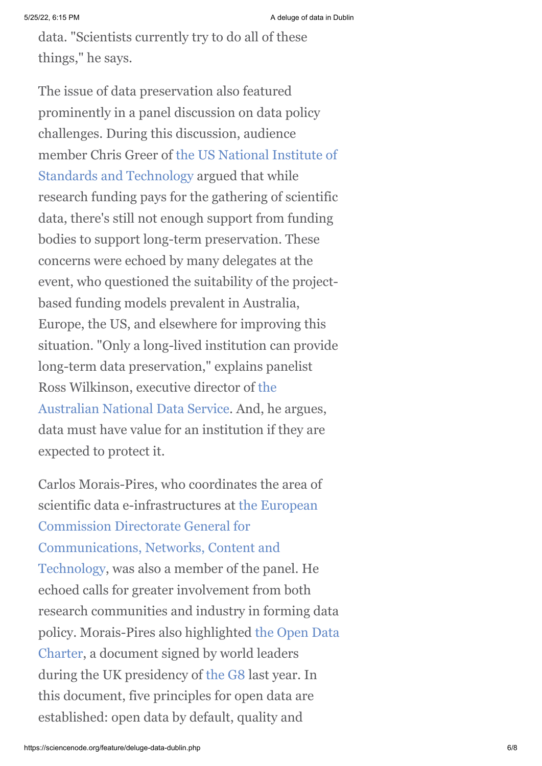data. "Scientists currently try to do all of these things," he says.

The issue of data preservation also featured prominently in a panel discussion on data policy challenges. During this discussion, audience member Chris Greer of the US National Institute of Standards and Technology argued that while research funding pays for the gathering of scientific data, there's still not enough support from funding bodies to support long-term preservation. These concerns were echoed by many delegates at the event, who questioned the suitability of the project-based funding models prevalent in Australia, Europe, the US, and elsewhere for improving this situation. "Only a long-lived institution can provide long-term data preservation," explains panelist Ross Wilkinson, executive director of the Australian National Data Service. And, he argues, data must have value for an institution if they are expected to protect it.

Carlos Morais-Pires, who coordinates the area of scientific data e-infrastructures at the European Commission Directorate General for Communications, Networks, Content and Technology, was also a member of the panel. He echoed calls for greater involvement from both research communities and industry in forming data policy. Morais-Pires also highlighted the Open Data Charter, a document signed by world leaders during the UK presidency of the G8 last year. In this document, five principles for open data are established: open data by default, quality and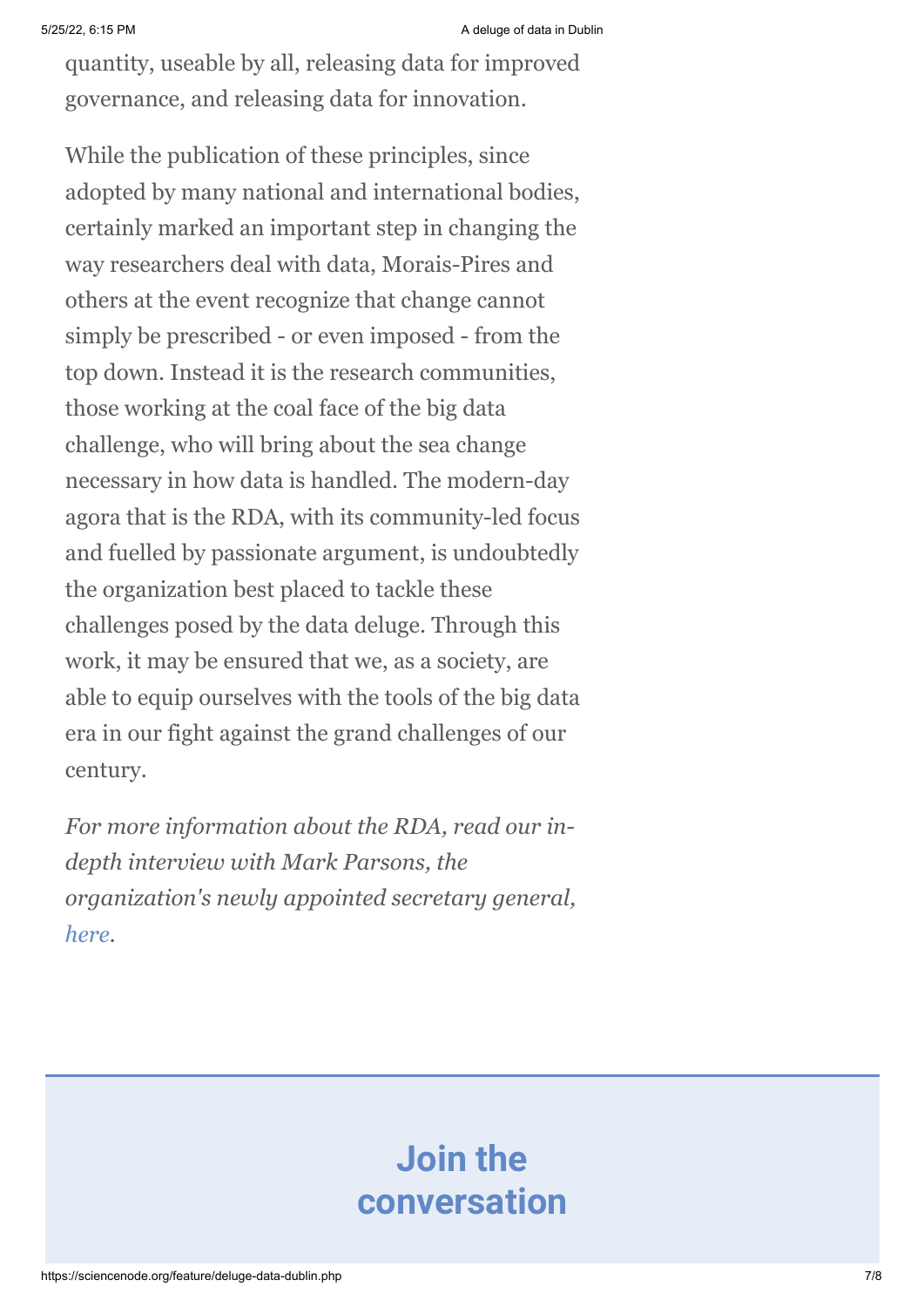quantity, useable by all, releasing data for improved governance, and releasing data for innovation.

While the publication of these principles, since adopted by many national and international bodies, certainly marked an important step in changing the way researchers deal with data, Morais-Pires and others at the event recognize that change cannot simply be prescribed - or even imposed - from the top down. Instead it is the research communities, those working at the coal face of the big data challenge, who will bring about the sea change necessary in how data is handled. The modern-day agora that is the RDA, with its community-led focus and fuelled by passionate argument, is undoubtedly the organization best placed to tackle these challenges posed by the data deluge. Through this work, it may be ensured that we, as a society, are able to equip ourselves with the tools of the big data era in our fight against the grand challenges of our century.

*For more information about the RDA, read our in-depth interview with Mark Parsons, the organization's newly appointed secretary general, here.*

## Join the conversation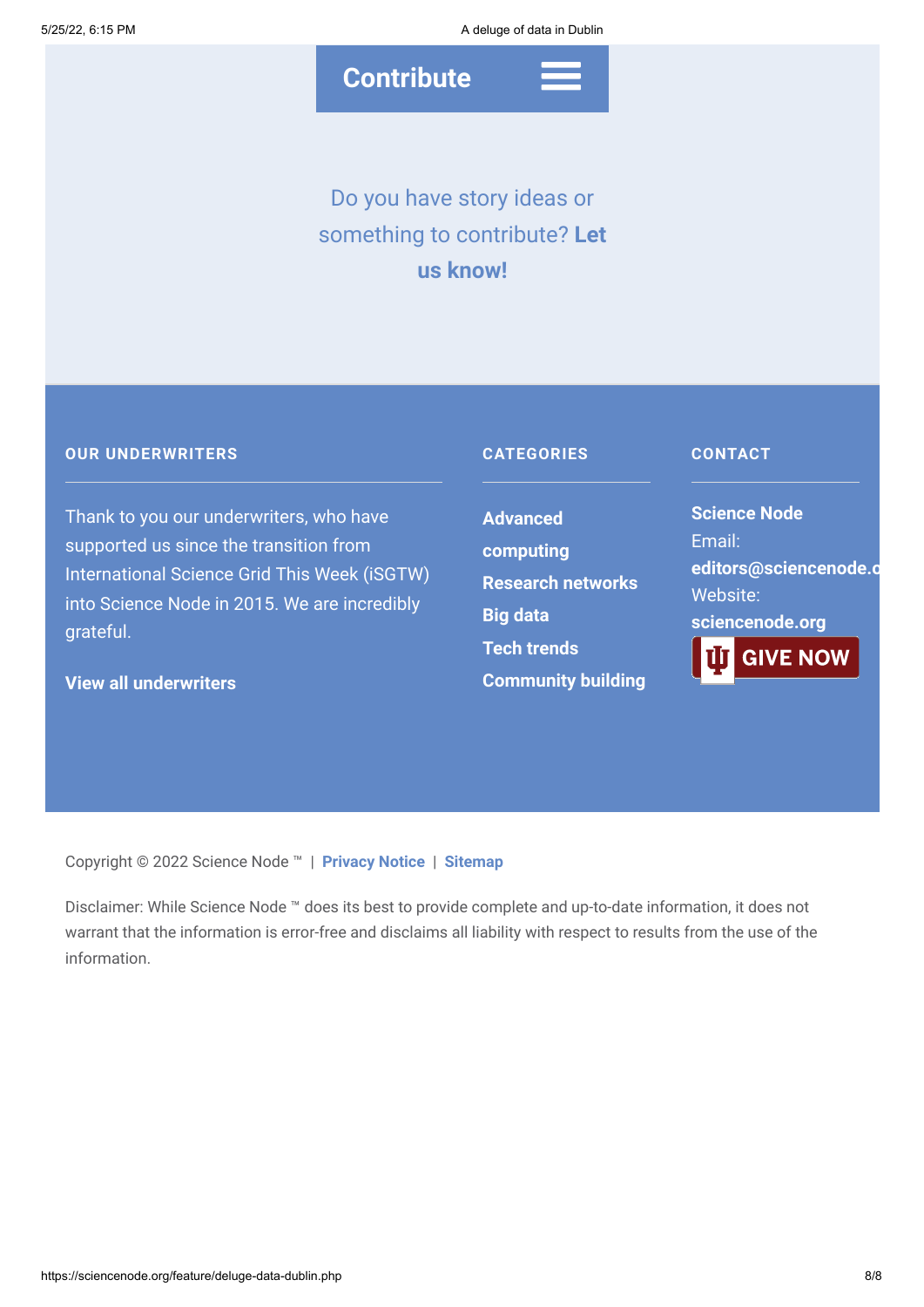**Contribute**

Do you have story ideas or something to contribute? **Let us know!**

## OUR UNDERWRITERS

Thank to you our underwriters, who have supported us since the transition from International Science Grid This Week (iSGTW) into Science Node in 2015. We are incredibly grateful.

**View all underwriters**

## CATEGORIES

**Advanced computing**

**Research networks**

**Big data**

**Tech trends**

**Community building**

## CONTACT

**Science Node**

Email:
**editors@sciencenode.o**

Website:
**sciencenode.org**

**GIVE NOW**

Copyright © 2022 Science Node ™ | **Privacy Notice** | **Sitemap**

Disclaimer: While Science Node ™ does its best to provide complete and up-to-date information, it does not warrant that the information is error-free and disclaims all liability with respect to results from the use of the information.